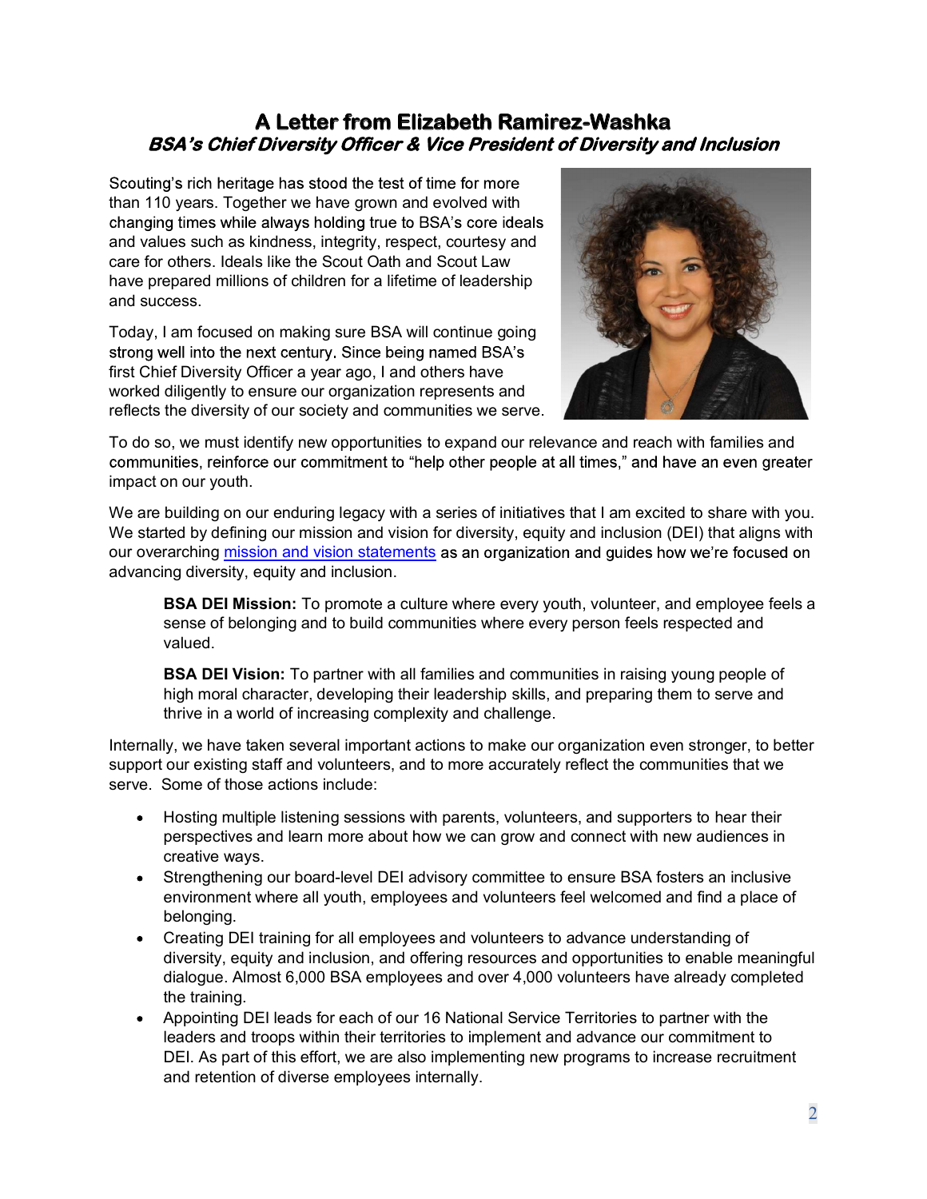# A Letter from Elizabeth Ramirez-Washka

## *BSA's Chief Diversity Officer & Vice President of Diversity and Inclusion*

Scouting's rich heritage has stood the test of time for more than 110 years. Together we have grown and evolved with changing times while always holding true to BSA's core ideals and values such as kindness, integrity, respect, courtesy and care for others. Ideals like the Scout Oath and Scout Law have prepared millions of children for a lifetime of leadership and success.

Today, I am focused on making sure BSA will continue going strong well into the next century. Since being named BSA's first Chief Diversity Officer a year ago, I and others have worked diligently to ensure our organization represents and reflects the diversity of our society and communities we serve.

To do so, we must identify new opportunities to expand our relevance and reach with families and communities, reinforce our commitment to "help other people at all times," and have an even greater impact on our youth.

We are building on our enduring legacy with a series of initiatives that I am excited to share with you. We started by defining our mission and vision for diversity, equity and inclusion (DEI) that aligns with our overarching mission and vision statements as an organization and guides how we're focused on advancing diversity, equity and inclusion.

> **BSA DEI Mission:** To promote a culture where every youth, volunteer, and employee feels a sense of belonging and to build communities where every person feels respected and valued.
>
> **BSA DEI Vision:** To partner with all families and communities in raising young people of high moral character, developing their leadership skills, and preparing them to serve and thrive in a world of increasing complexity and challenge.

Internally, we have taken several important actions to make our organization even stronger, to better support our existing staff and volunteers, and to more accurately reflect the communities that we serve. Some of those actions include:

- Hosting multiple listening sessions with parents, volunteers, and supporters to hear their perspectives and learn more about how we can grow and connect with new audiences in creative ways.
- Strengthening our board-level DEI advisory committee to ensure BSA fosters an inclusive environment where all youth, employees and volunteers feel welcomed and find a place of belonging.
- Creating DEI training for all employees and volunteers to advance understanding of diversity, equity and inclusion, and offering resources and opportunities to enable meaningful dialogue. Almost 6,000 BSA employees and over 4,000 volunteers have already completed the training.
- Appointing DEI leads for each of our 16 National Service Territories to partner with the leaders and troops within their territories to implement and advance our commitment to DEI. As part of this effort, we are also implementing new programs to increase recruitment and retention of diverse employees internally.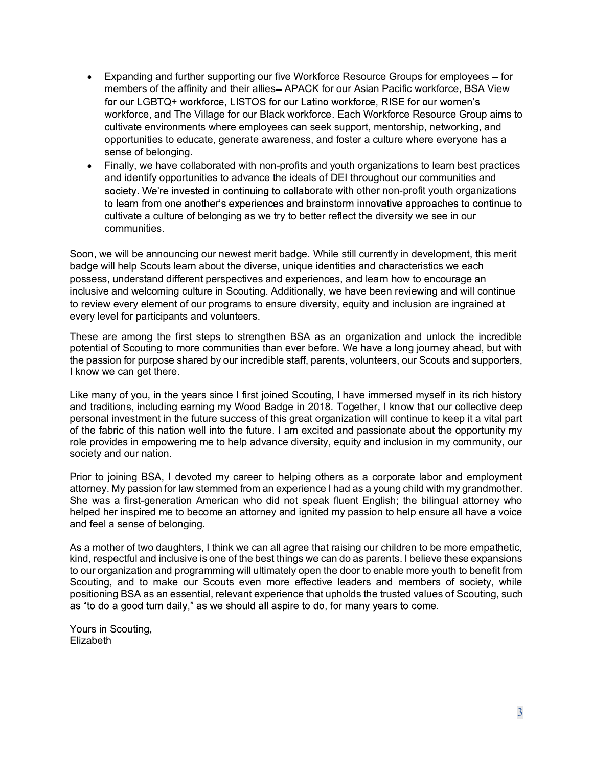- Expanding and further supporting our five Workforce Resource Groups for employees – for members of the affinity and their allies– APACK for our Asian Pacific workforce, BSA View for our LGBTQ+ workforce, LISTOS for our Latino workforce, RISE for our women's workforce, and The Village for our Black workforce. Each Workforce Resource Group aims to cultivate environments where employees can seek support, mentorship, networking, and opportunities to educate, generate awareness, and foster a culture where everyone has a sense of belonging.
- Finally, we have collaborated with non-profits and youth organizations to learn best practices and identify opportunities to advance the ideals of DEI throughout our communities and society. We're invested in continuing to collaborate with other non-profit youth organizations to learn from one another's experiences and brainstorm innovative approaches to continue to cultivate a culture of belonging as we try to better reflect the diversity we see in our communities.

Soon, we will be announcing our newest merit badge. While still currently in development, this merit badge will help Scouts learn about the diverse, unique identities and characteristics we each possess, understand different perspectives and experiences, and learn how to encourage an inclusive and welcoming culture in Scouting. Additionally, we have been reviewing and will continue to review every element of our programs to ensure diversity, equity and inclusion are ingrained at every level for participants and volunteers.

These are among the first steps to strengthen BSA as an organization and unlock the incredible potential of Scouting to more communities than ever before. We have a long journey ahead, but with the passion for purpose shared by our incredible staff, parents, volunteers, our Scouts and supporters, I know we can get there.

Like many of you, in the years since I first joined Scouting, I have immersed myself in its rich history and traditions, including earning my Wood Badge in 2018. Together, I know that our collective deep personal investment in the future success of this great organization will continue to keep it a vital part of the fabric of this nation well into the future. I am excited and passionate about the opportunity my role provides in empowering me to help advance diversity, equity and inclusion in my community, our society and our nation.

Prior to joining BSA, I devoted my career to helping others as a corporate labor and employment attorney. My passion for law stemmed from an experience I had as a young child with my grandmother. She was a first-generation American who did not speak fluent English; the bilingual attorney who helped her inspired me to become an attorney and ignited my passion to help ensure all have a voice and feel a sense of belonging.

As a mother of two daughters, I think we can all agree that raising our children to be more empathetic, kind, respectful and inclusive is one of the best things we can do as parents. I believe these expansions to our organization and programming will ultimately open the door to enable more youth to benefit from Scouting, and to make our Scouts even more effective leaders and members of society, while positioning BSA as an essential, relevant experience that upholds the trusted values of Scouting, such as "to do a good turn daily," as we should all aspire to do, for many years to come.

Yours in Scouting,
Elizabeth